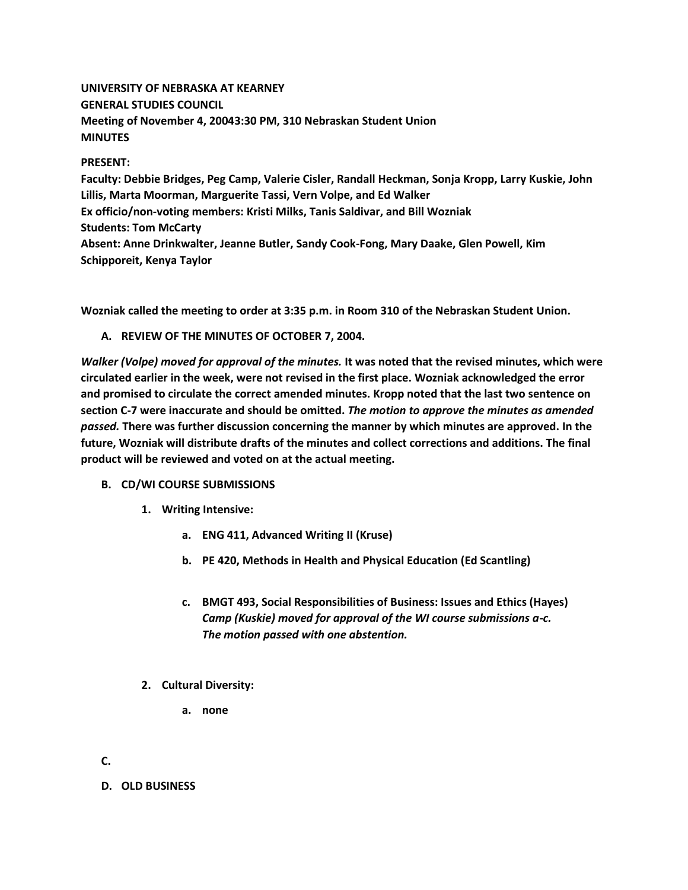**UNIVERSITY OF NEBRASKA AT KEARNEY**
**GENERAL STUDIES COUNCIL**
**Meeting of November 4, 20043:30 PM, 310 Nebraskan Student Union**
**MINUTES**

**PRESENT:**
**Faculty: Debbie Bridges, Peg Camp, Valerie Cisler, Randall Heckman, Sonja Kropp, Larry Kuskie, John Lillis, Marta Moorman, Marguerite Tassi, Vern Volpe, and Ed Walker**
**Ex officio/non-voting members: Kristi Milks, Tanis Saldivar, and Bill Wozniak**
**Students: Tom McCarty**
**Absent: Anne Drinkwalter, Jeanne Butler, Sandy Cook-Fong, Mary Daake, Glen Powell, Kim Schipporeit, Kenya Taylor**

**Wozniak called the meeting to order at 3:35 p.m. in Room 310 of the Nebraskan Student Union.**

**A. REVIEW OF THE MINUTES OF OCTOBER 7, 2004.**

***Walker (Volpe) moved for approval of the minutes.*** **It was noted that the revised minutes, which were circulated earlier in the week, were not revised in the first place. Wozniak acknowledged the error and promised to circulate the correct amended minutes. Kropp noted that the last two sentence on section C-7 were inaccurate and should be omitted.** ***The motion to approve the minutes as amended passed.*** **There was further discussion concerning the manner by which minutes are approved. In the future, Wozniak will distribute drafts of the minutes and collect corrections and additions. The final product will be reviewed and voted on at the actual meeting.**

**B. CD/WI COURSE SUBMISSIONS**

1. **Writing Intensive:**

    a. **ENG 411, Advanced Writing II (Kruse)**

    b. **PE 420, Methods in Health and Physical Education (Ed Scantling)**

    c. **BMGT 493, Social Responsibilities of Business: Issues and Ethics (Hayes)**
    ***Camp (Kuskie) moved for approval of the WI course submissions a-c.***
    ***The motion passed with one abstention.***

2. **Cultural Diversity:**

    a. **none**

**C.**

**D. OLD BUSINESS**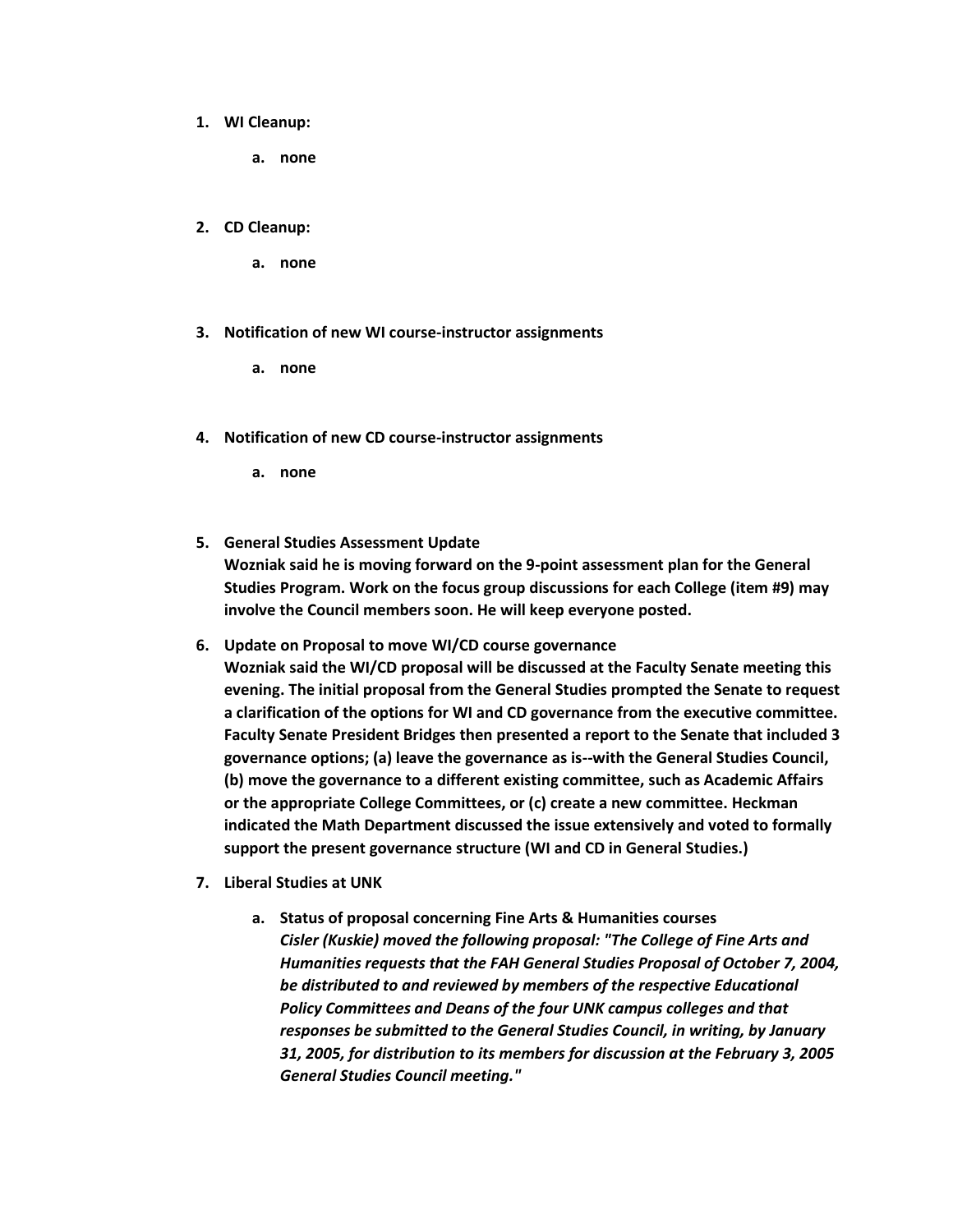1. **WI Cleanup:**

    a. **none**

2. **CD Cleanup:**

    a. **none**

3. **Notification of new WI course-instructor assignments**

    a. **none**

4. **Notification of new CD course-instructor assignments**

    a. **none**

5. **General Studies Assessment Update**
   **Wozniak said he is moving forward on the 9-point assessment plan for the General Studies Program. Work on the focus group discussions for each College (item #9) may involve the Council members soon. He will keep everyone posted.**

6. **Update on Proposal to move WI/CD course governance**
   **Wozniak said the WI/CD proposal will be discussed at the Faculty Senate meeting this evening. The initial proposal from the General Studies prompted the Senate to request a clarification of the options for WI and CD governance from the executive committee. Faculty Senate President Bridges then presented a report to the Senate that included 3 governance options; (a) leave the governance as is--with the General Studies Council, (b) move the governance to a different existing committee, such as Academic Affairs or the appropriate College Committees, or (c) create a new committee. Heckman indicated the Math Department discussed the issue extensively and voted to formally support the present governance structure (WI and CD in General Studies.)**

7. **Liberal Studies at UNK**

    a. **Status of proposal concerning Fine Arts & Humanities courses**
       ***Cisler (Kuskie) moved the following proposal: "The College of Fine Arts and Humanities requests that the FAH General Studies Proposal of October 7, 2004, be distributed to and reviewed by members of the respective Educational Policy Committees and Deans of the four UNK campus colleges and that responses be submitted to the General Studies Council, in writing, by January 31, 2005, for distribution to its members for discussion at the February 3, 2005 General Studies Council meeting."***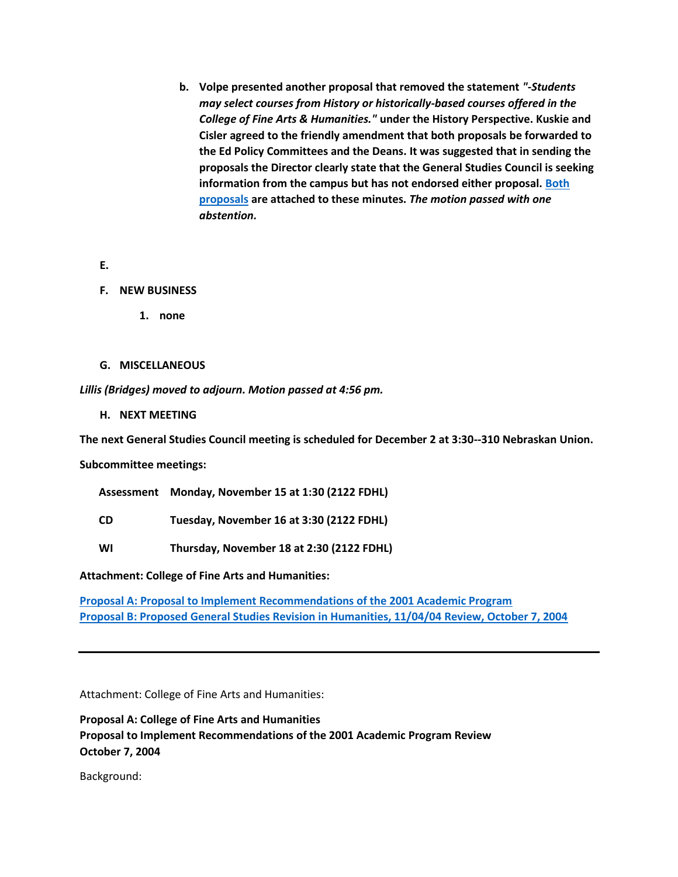b. **Volpe presented another proposal that removed the statement** ***"-Students may select courses from History or historically-based courses offered in the College of Fine Arts & Humanities."*** **under the History Perspective. Kuskie and Cisler agreed to the friendly amendment that both proposals be forwarded to the Ed Policy Committees and the Deans. It was suggested that in sending the proposals the Director clearly state that the General Studies Council is seeking information from the campus but has not endorsed either proposal. Both proposals are attached to these minutes.** ***The motion passed with one abstention.***

**E.**

**F. NEW BUSINESS**

1. **none**

**G. MISCELLANEOUS**

***Lillis (Bridges) moved to adjourn. Motion passed at 4:56 pm.***

**H. NEXT MEETING**

**The next General Studies Council meeting is scheduled for December 2 at 3:30--310 Nebraskan Union.**

**Subcommittee meetings:**

| | |
|---|---|
| **Assessment** | **Monday, November 15 at 1:30 (2122 FDHL)** |
| **CD** | **Tuesday, November 16 at 3:30 (2122 FDHL)** |
| **WI** | **Thursday, November 18 at 2:30 (2122 FDHL)** |

**Attachment: College of Fine Arts and Humanities:**

**Proposal A: Proposal to Implement Recommendations of the 2001 Academic Program**
**Proposal B: Proposed General Studies Revision in Humanities, 11/04/04 Review, October 7, 2004**

---

Attachment: College of Fine Arts and Humanities:

**Proposal A: College of Fine Arts and Humanities**
**Proposal to Implement Recommendations of the 2001 Academic Program Review**
**October 7, 2004**

Background: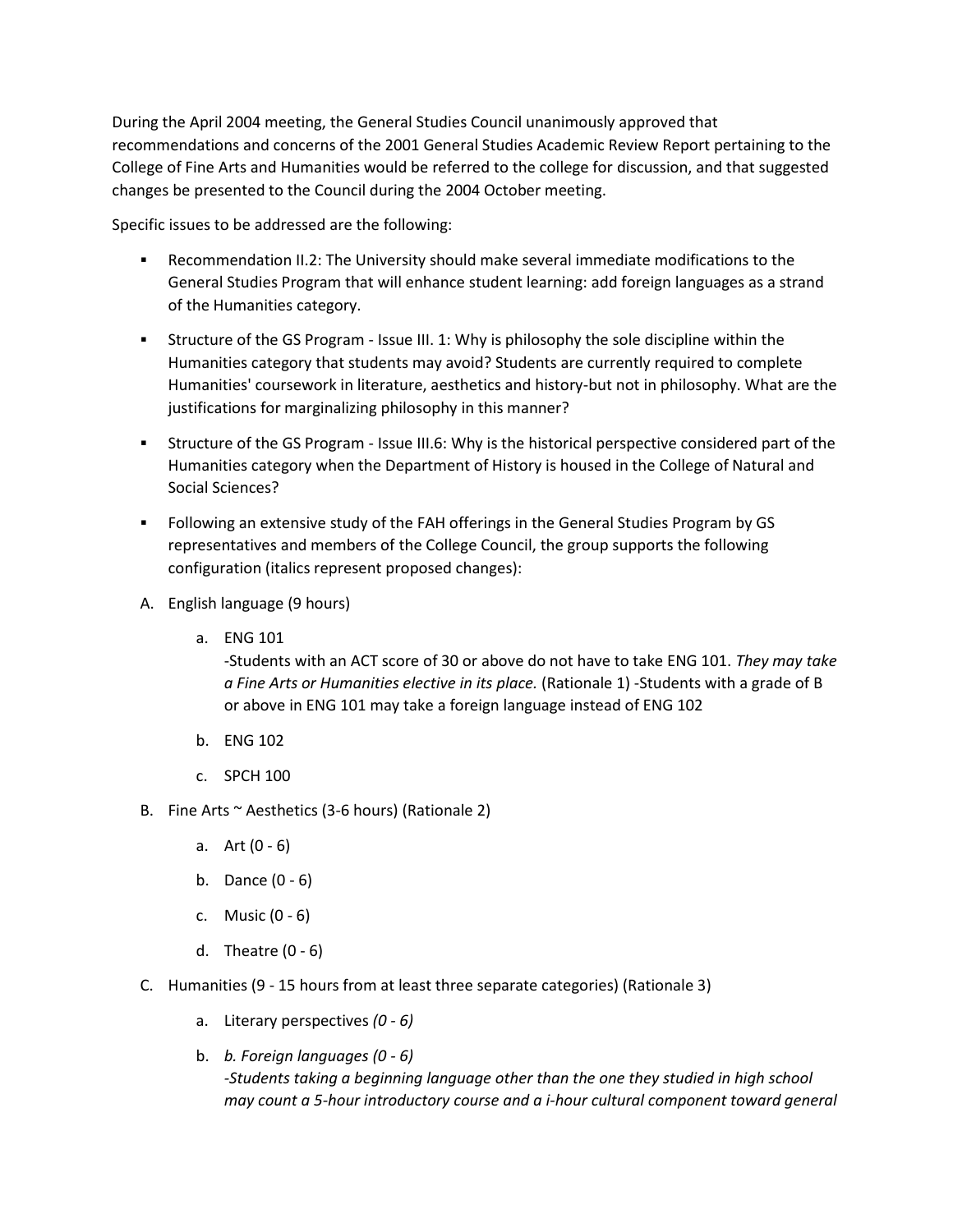During the April 2004 meeting, the General Studies Council unanimously approved that recommendations and concerns of the 2001 General Studies Academic Review Report pertaining to the College of Fine Arts and Humanities would be referred to the college for discussion, and that suggested changes be presented to the Council during the 2004 October meeting.

Specific issues to be addressed are the following:

- Recommendation II.2: The University should make several immediate modifications to the General Studies Program that will enhance student learning: add foreign languages as a strand of the Humanities category.
- Structure of the GS Program - Issue III. 1: Why is philosophy the sole discipline within the Humanities category that students may avoid? Students are currently required to complete Humanities' coursework in literature, aesthetics and history-but not in philosophy. What are the justifications for marginalizing philosophy in this manner?
- Structure of the GS Program - Issue III.6: Why is the historical perspective considered part of the Humanities category when the Department of History is housed in the College of Natural and Social Sciences?
- Following an extensive study of the FAH offerings in the General Studies Program by GS representatives and members of the College Council, the group supports the following configuration (italics represent proposed changes):

A. English language (9 hours)

   a. ENG 101
      -Students with an ACT score of 30 or above do not have to take ENG 101. *They may take a Fine Arts or Humanities elective in its place.* (Rationale 1) -Students with a grade of B or above in ENG 101 may take a foreign language instead of ENG 102

   b. ENG 102

   c. SPCH 100

B. Fine Arts ~ Aesthetics (3-6 hours) (Rationale 2)

   a. Art (0 - 6)

   b. Dance (0 - 6)

   c. Music (0 - 6)

   d. Theatre (0 - 6)

C. Humanities (9 - 15 hours from at least three separate categories) (Rationale 3)

   a. Literary perspectives *(0 - 6)*

   b. *b. Foreign languages (0 - 6)*
      *-Students taking a beginning language other than the one they studied in high school may count a 5-hour introductory course and a i-hour cultural component toward general*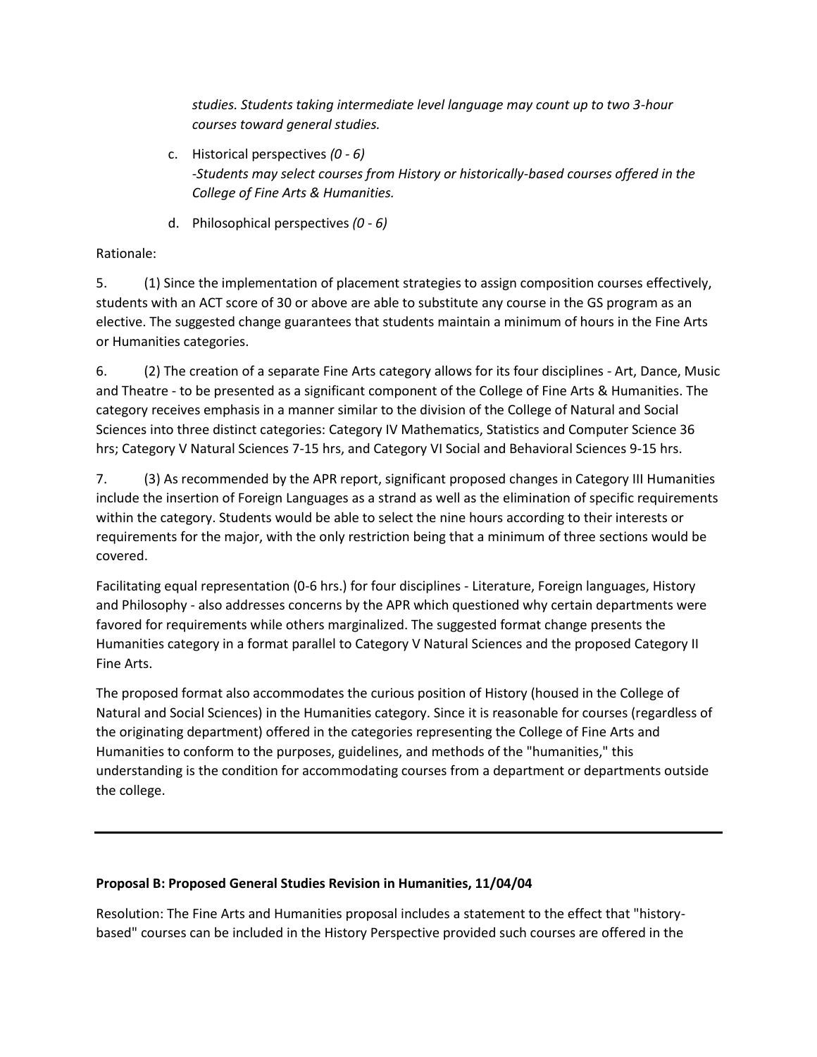*studies. Students taking intermediate level language may count up to two 3-hour courses toward general studies.*

c. Historical perspectives *(0 - 6)*
   *-Students may select courses from History or historically-based courses offered in the College of Fine Arts & Humanities.*

d. Philosophical perspectives *(0 - 6)*

Rationale:

5. (1) Since the implementation of placement strategies to assign composition courses effectively, students with an ACT score of 30 or above are able to substitute any course in the GS program as an elective. The suggested change guarantees that students maintain a minimum of hours in the Fine Arts or Humanities categories.

6. (2) The creation of a separate Fine Arts category allows for its four disciplines - Art, Dance, Music and Theatre - to be presented as a significant component of the College of Fine Arts & Humanities. The category receives emphasis in a manner similar to the division of the College of Natural and Social Sciences into three distinct categories: Category IV Mathematics, Statistics and Computer Science 36 hrs; Category V Natural Sciences 7-15 hrs, and Category VI Social and Behavioral Sciences 9-15 hrs.

7. (3) As recommended by the APR report, significant proposed changes in Category III Humanities include the insertion of Foreign Languages as a strand as well as the elimination of specific requirements within the category. Students would be able to select the nine hours according to their interests or requirements for the major, with the only restriction being that a minimum of three sections would be covered.

Facilitating equal representation (0-6 hrs.) for four disciplines - Literature, Foreign languages, History and Philosophy - also addresses concerns by the APR which questioned why certain departments were favored for requirements while others marginalized. The suggested format change presents the Humanities category in a format parallel to Category V Natural Sciences and the proposed Category II Fine Arts.

The proposed format also accommodates the curious position of History (housed in the College of Natural and Social Sciences) in the Humanities category. Since it is reasonable for courses (regardless of the originating department) offered in the categories representing the College of Fine Arts and Humanities to conform to the purposes, guidelines, and methods of the "humanities," this understanding is the condition for accommodating courses from a department or departments outside the college.

---

**Proposal B: Proposed General Studies Revision in Humanities, 11/04/04**

Resolution: The Fine Arts and Humanities proposal includes a statement to the effect that "history-based" courses can be included in the History Perspective provided such courses are offered in the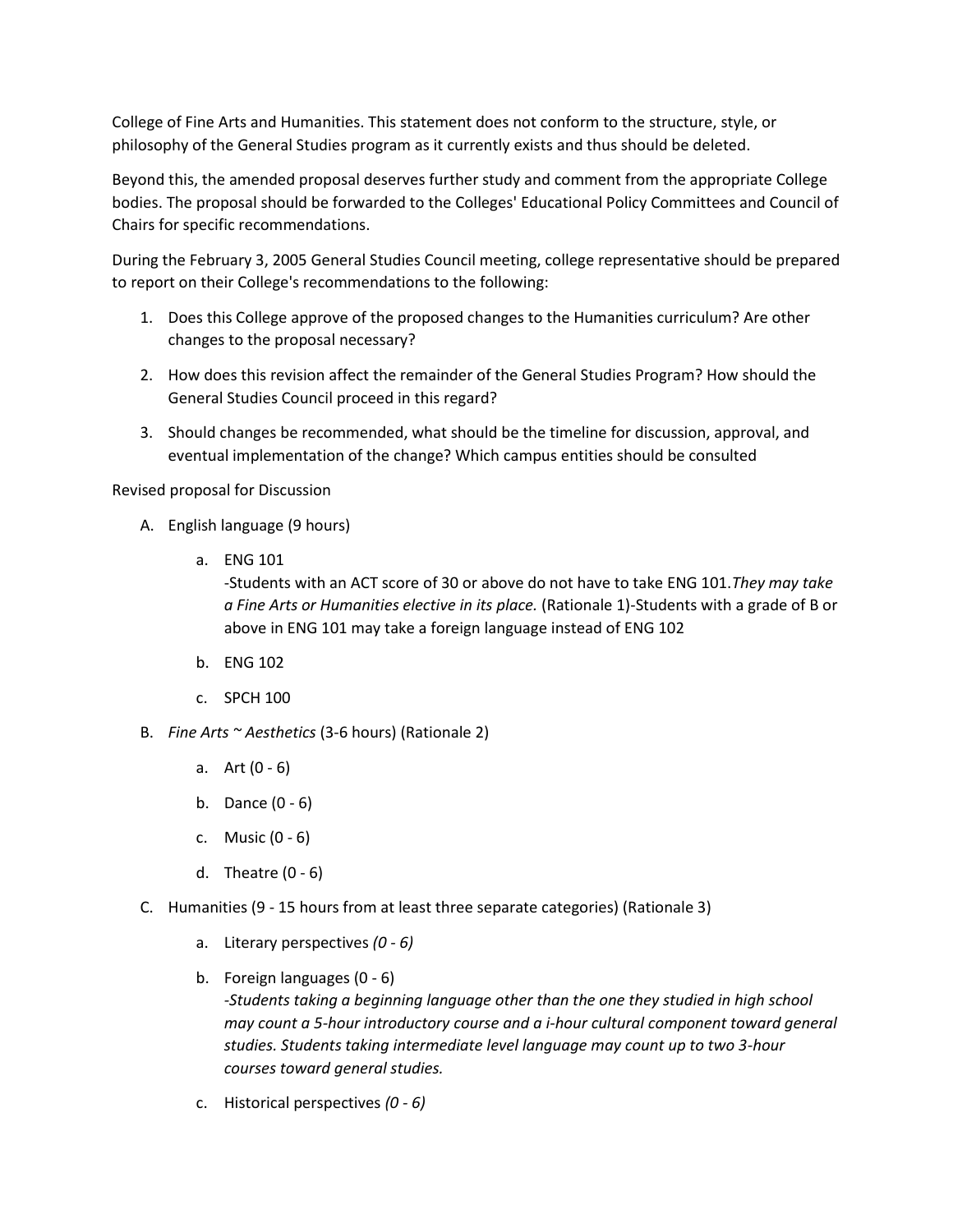College of Fine Arts and Humanities. This statement does not conform to the structure, style, or philosophy of the General Studies program as it currently exists and thus should be deleted.

Beyond this, the amended proposal deserves further study and comment from the appropriate College bodies. The proposal should be forwarded to the Colleges' Educational Policy Committees and Council of Chairs for specific recommendations.

During the February 3, 2005 General Studies Council meeting, college representative should be prepared to report on their College's recommendations to the following:

1. Does this College approve of the proposed changes to the Humanities curriculum? Are other changes to the proposal necessary?
2. How does this revision affect the remainder of the General Studies Program? How should the General Studies Council proceed in this regard?
3. Should changes be recommended, what should be the timeline for discussion, approval, and eventual implementation of the change? Which campus entities should be consulted

Revised proposal for Discussion

A. English language (9 hours)
    a. ENG 101
       -Students with an ACT score of 30 or above do not have to take ENG 101.*They may take a Fine Arts or Humanities elective in its place.* (Rationale 1)-Students with a grade of B or above in ENG 101 may take a foreign language instead of ENG 102
    b. ENG 102
    c. SPCH 100
B. *Fine Arts ~ Aesthetics* (3-6 hours) (Rationale 2)
    a. Art (0 - 6)
    b. Dance (0 - 6)
    c. Music (0 - 6)
    d. Theatre (0 - 6)
C. Humanities (9 - 15 hours from at least three separate categories) (Rationale 3)
    a. Literary perspectives *(0 - 6)*
    b. Foreign languages (0 - 6)
       *-Students taking a beginning language other than the one they studied in high school may count a 5-hour introductory course and a i-hour cultural component toward general studies. Students taking intermediate level language may count up to two 3-hour courses toward general studies.*
    c. Historical perspectives *(0 - 6)*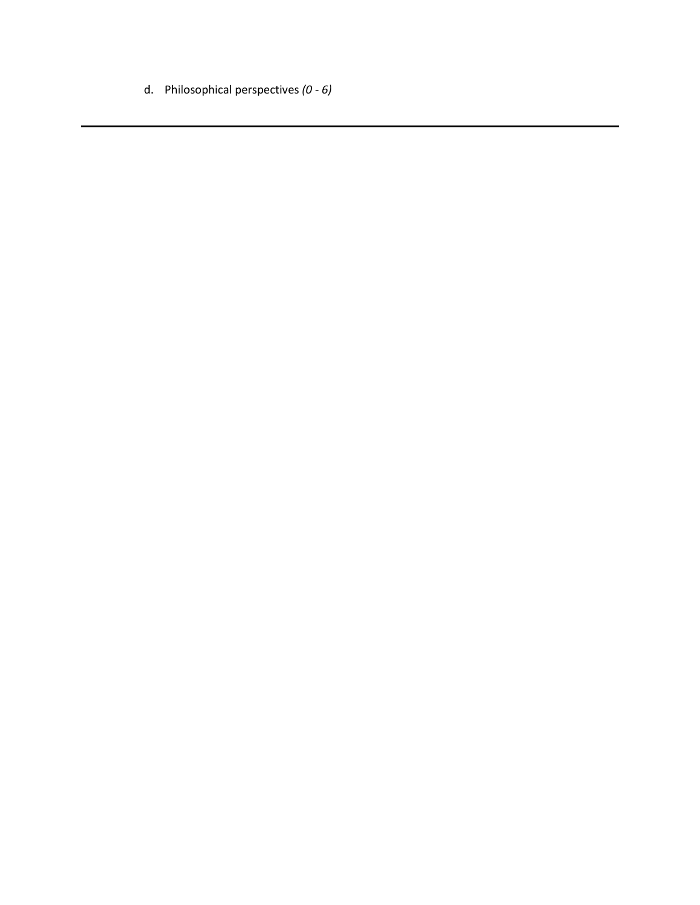d. Philosophical perspectives *(0 - 6)*

---